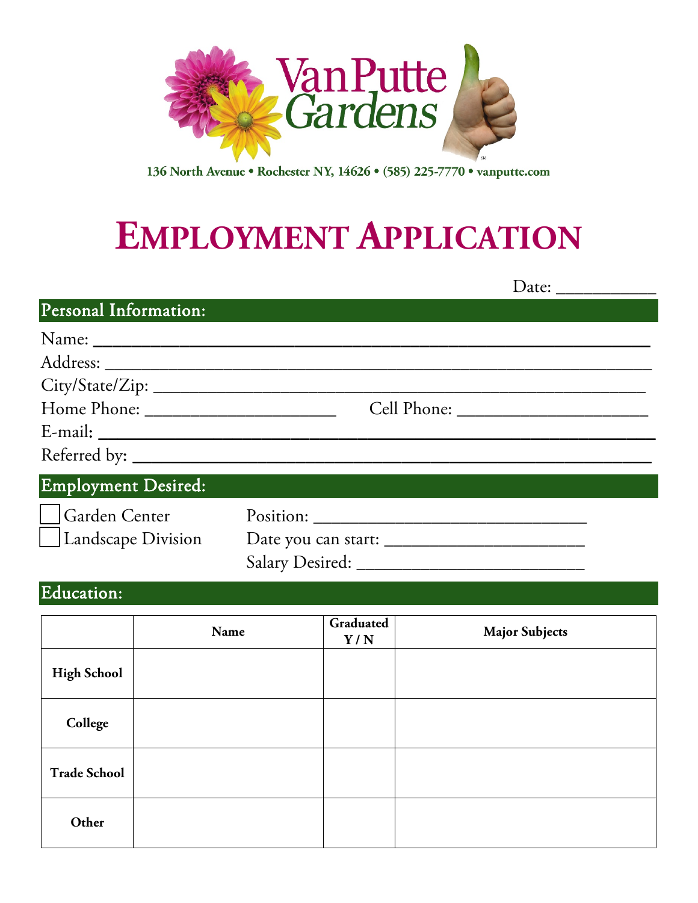# VanPutte Gardens

136 North Avenue • Rochester NY, 14626 • (585) 225-7770 • vanputte.com

# EMPLOYMENT APPLICATION

Date: ___________

## Personal Information:

Name: ____________________________________________________________

Address: __________________________________________________________

City/State/Zip: _____________________________________________________

Home Phone: ______________________ Cell Phone: ______________________

E-mail: ___________________________________________________________

Referred by: _______________________________________________________

## Employment Desired:

☐ Garden Center

☐ Landscape Division

Position: ________________________________

Date you can start: ______________________

Salary Desired: _________________________

## Education:

| | Name | Graduated Y / N | Major Subjects |
|---|---|---|---|
| **High School** | | | |
| **College** | | | |
| **Trade School** | | | |
| **Other** | | | |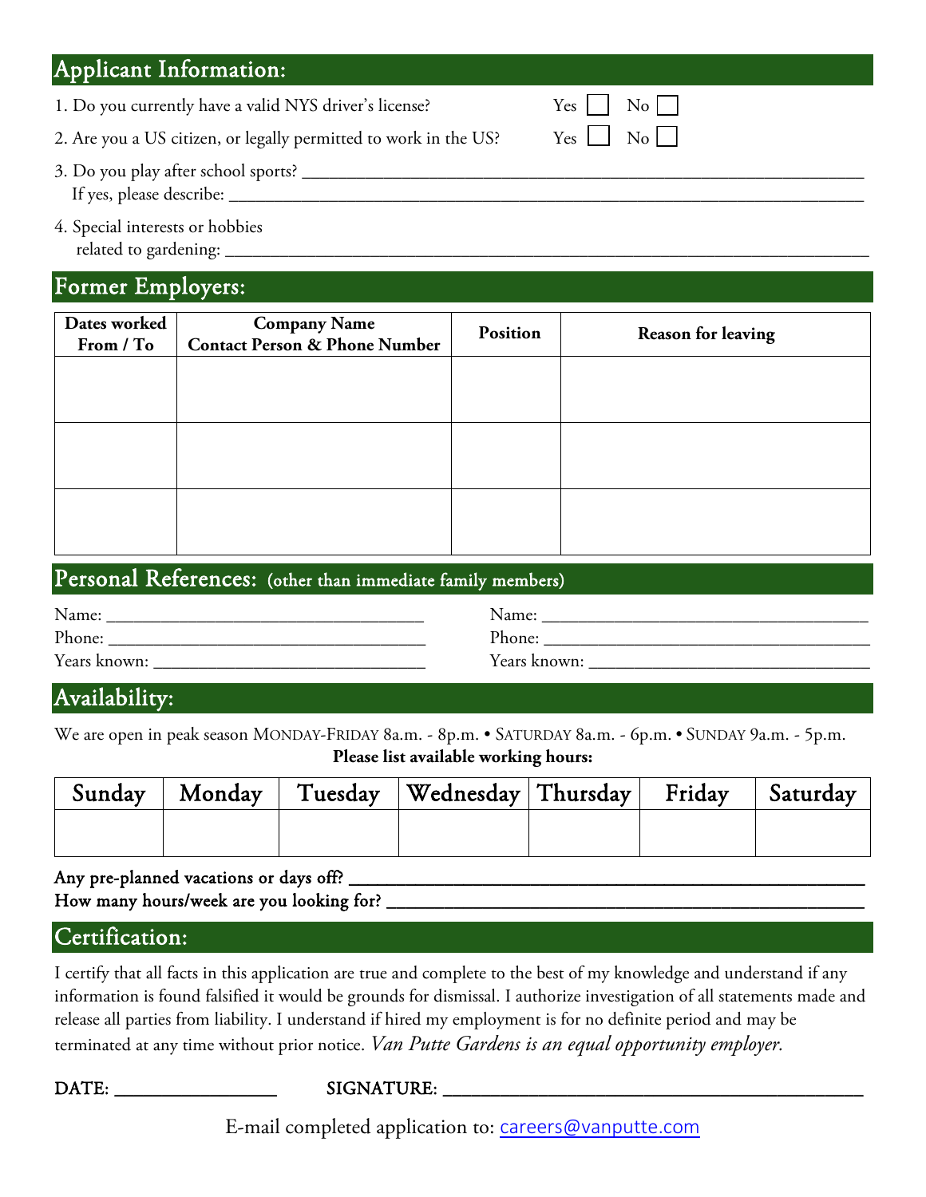## Applicant Information:

1. Do you currently have a valid NYS driver's license? Yes ☐ No ☐
2. Are you a US citizen, or legally permitted to work in the US? Yes ☐ No ☐
3. Do you play after school sports? ______________________________
   If yes, please describe: ______________________________
4. Special interests or hobbies
   related to gardening: ______________________________

## Former Employers:

| Dates worked From / To | Company Name Contact Person & Phone Number | Position | Reason for leaving |
|---|---|---|---|
| | | | |
| | | | |
| | | | |

## Personal References: (other than immediate family members)

Name: ______________________________
Phone: ______________________________
Years known: ______________________________

Name: ______________________________
Phone: ______________________________
Years known: ______________________________

## Availability:

We are open in peak season MONDAY-FRIDAY 8a.m. - 8p.m. • SATURDAY 8a.m. - 6p.m. • SUNDAY 9a.m. - 5p.m.

**Please list available working hours:**

| Sunday | Monday | Tuesday | Wednesday | Thursday | Friday | Saturday |
|---|---|---|---|---|---|---|
| | | | | | | |

**Any pre-planned vacations or days off?** ______________________________

**How many hours/week are you looking for?** ______________________________

## Certification:

I certify that all facts in this application are true and complete to the best of my knowledge and understand if any information is found falsified it would be grounds for dismissal. I authorize investigation of all statements made and release all parties from liability. I understand if hired my employment is for no definite period and may be terminated at any time without prior notice. *Van Putte Gardens is an equal opportunity employer.*

DATE: ____________________ SIGNATURE: ______________________________

E-mail completed application to: careers@vanputte.com